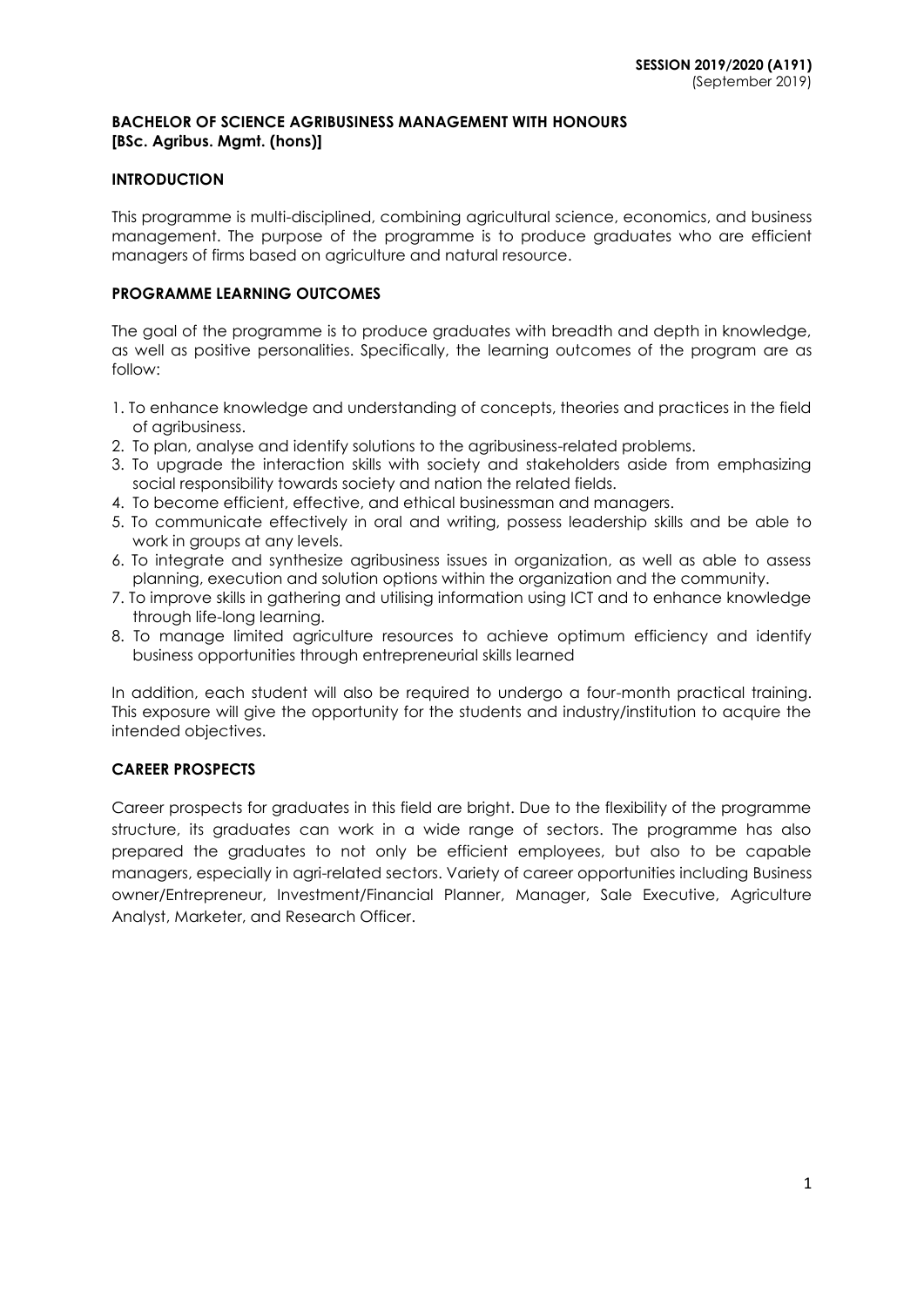**SESSION 2019/2020 (A191)**
(September 2019)

## BACHELOR OF SCIENCE AGRIBUSINESS MANAGEMENT WITH HONOURS [BSc. Agribus. Mgmt. (hons)]

### INTRODUCTION

This programme is multi-disciplined, combining agricultural science, economics, and business management. The purpose of the programme is to produce graduates who are efficient managers of firms based on agriculture and natural resource.

### PROGRAMME LEARNING OUTCOMES

The goal of the programme is to produce graduates with breadth and depth in knowledge, as well as positive personalities. Specifically, the learning outcomes of the program are as follow:

1. To enhance knowledge and understanding of concepts, theories and practices in the field of agribusiness.
2. To plan, analyse and identify solutions to the agribusiness-related problems.
3. To upgrade the interaction skills with society and stakeholders aside from emphasizing social responsibility towards society and nation the related fields.
4. To become efficient, effective, and ethical businessman and managers.
5. To communicate effectively in oral and writing, possess leadership skills and be able to work in groups at any levels.
6. To integrate and synthesize agribusiness issues in organization, as well as able to assess planning, execution and solution options within the organization and the community.
7. To improve skills in gathering and utilising information using ICT and to enhance knowledge through life-long learning.
8. To manage limited agriculture resources to achieve optimum efficiency and identify business opportunities through entrepreneurial skills learned

In addition, each student will also be required to undergo a four-month practical training. This exposure will give the opportunity for the students and industry/institution to acquire the intended objectives.

### CAREER PROSPECTS

Career prospects for graduates in this field are bright. Due to the flexibility of the programme structure, its graduates can work in a wide range of sectors. The programme has also prepared the graduates to not only be efficient employees, but also to be capable managers, especially in agri-related sectors. Variety of career opportunities including Business owner/Entrepreneur, Investment/Financial Planner, Manager, Sale Executive, Agriculture Analyst, Marketer, and Research Officer.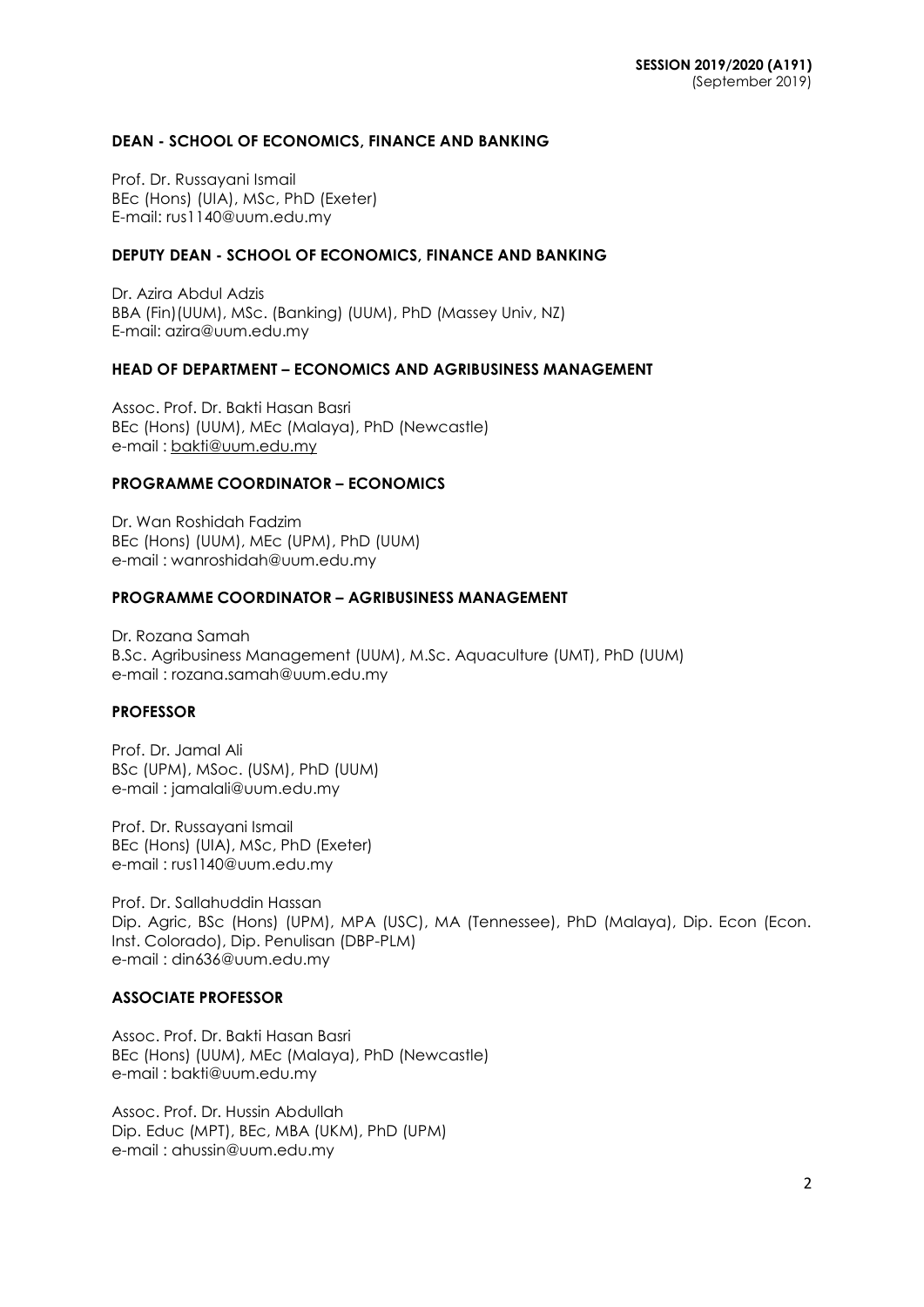**SESSION 2019/2020 (A191)**
(September 2019)

## DEAN - SCHOOL OF ECONOMICS, FINANCE AND BANKING

Prof. Dr. Russayani Ismail
BEc (Hons) (UIA), MSc, PhD (Exeter)
E-mail: rus1140@uum.edu.my

## DEPUTY DEAN - SCHOOL OF ECONOMICS, FINANCE AND BANKING

Dr. Azira Abdul Adzis
BBA (Fin)(UUM), MSc. (Banking) (UUM), PhD (Massey Univ, NZ)
E-mail: azira@uum.edu.my

## HEAD OF DEPARTMENT – ECONOMICS AND AGRIBUSINESS MANAGEMENT

Assoc. Prof. Dr. Bakti Hasan Basri
BEc (Hons) (UUM), MEc (Malaya), PhD (Newcastle)
e-mail : bakti@uum.edu.my

## PROGRAMME COORDINATOR – ECONOMICS

Dr. Wan Roshidah Fadzim
BEc (Hons) (UUM), MEc (UPM), PhD (UUM)
e-mail : wanroshidah@uum.edu.my

## PROGRAMME COORDINATOR – AGRIBUSINESS MANAGEMENT

Dr. Rozana Samah
B.Sc. Agribusiness Management (UUM), M.Sc. Aquaculture (UMT), PhD (UUM)
e-mail : rozana.samah@uum.edu.my

## PROFESSOR

Prof. Dr. Jamal Ali
BSc (UPM), MSoc. (USM), PhD (UUM)
e-mail : jamalali@uum.edu.my

Prof. Dr. Russayani Ismail
BEc (Hons) (UIA), MSc, PhD (Exeter)
e-mail : rus1140@uum.edu.my

Prof. Dr. Sallahuddin Hassan
Dip. Agric, BSc (Hons) (UPM), MPA (USC), MA (Tennessee), PhD (Malaya), Dip. Econ (Econ. Inst. Colorado), Dip. Penulisan (DBP-PLM)
e-mail : din636@uum.edu.my

## ASSOCIATE PROFESSOR

Assoc. Prof. Dr. Bakti Hasan Basri
BEc (Hons) (UUM), MEc (Malaya), PhD (Newcastle)
e-mail : bakti@uum.edu.my

Assoc. Prof. Dr. Hussin Abdullah
Dip. Educ (MPT), BEc, MBA (UKM), PhD (UPM)
e-mail : ahussin@uum.edu.my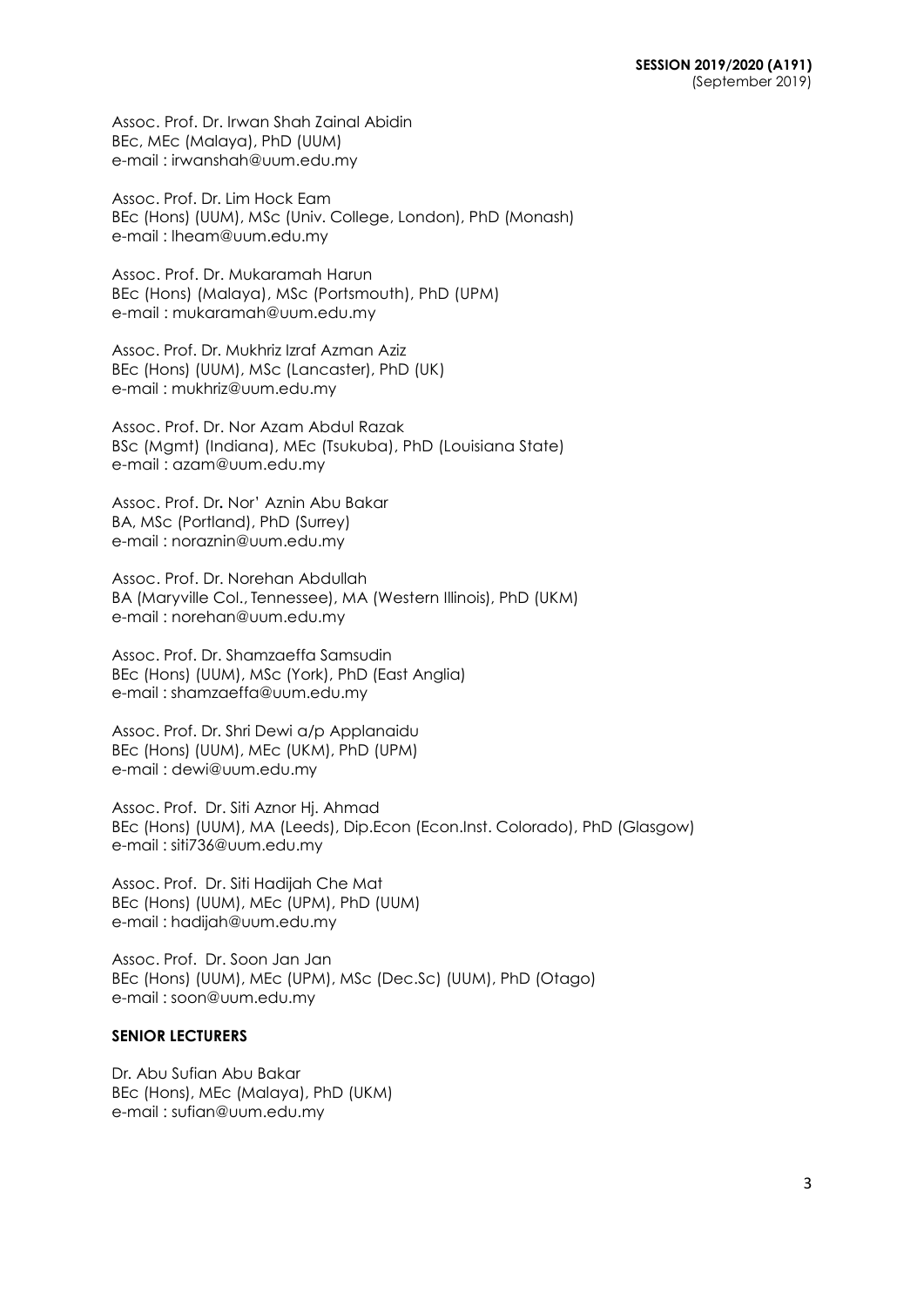Assoc. Prof. Dr. Irwan Shah Zainal Abidin
BEc, MEc (Malaya), PhD (UUM)
e-mail : irwanshah@uum.edu.my

Assoc. Prof. Dr. Lim Hock Eam
BEc (Hons) (UUM), MSc (Univ. College, London), PhD (Monash)
e-mail : lheam@uum.edu.my

Assoc. Prof. Dr. Mukaramah Harun
BEc (Hons) (Malaya), MSc (Portsmouth), PhD (UPM)
e-mail : mukaramah@uum.edu.my

Assoc. Prof. Dr. Mukhriz Izraf Azman Aziz
BEc (Hons) (UUM), MSc (Lancaster), PhD (UK)
e-mail : mukhriz@uum.edu.my

Assoc. Prof. Dr. Nor Azam Abdul Razak
BSc (Mgmt) (Indiana), MEc (Tsukuba), PhD (Louisiana State)
e-mail : azam@uum.edu.my

Assoc. Prof. Dr. Nor' Aznin Abu Bakar
BA, MSc (Portland), PhD (Surrey)
e-mail : noraznin@uum.edu.my

Assoc. Prof. Dr. Norehan Abdullah
BA (Maryville Col., Tennessee), MA (Western Illinois), PhD (UKM)
e-mail : norehan@uum.edu.my

Assoc. Prof. Dr. Shamzaeffa Samsudin
BEc (Hons) (UUM), MSc (York), PhD (East Anglia)
e-mail : shamzaeffa@uum.edu.my

Assoc. Prof. Dr. Shri Dewi a/p Applanaidu
BEc (Hons) (UUM), MEc (UKM), PhD (UPM)
e-mail : dewi@uum.edu.my

Assoc. Prof. Dr. Siti Aznor Hj. Ahmad
BEc (Hons) (UUM), MA (Leeds), Dip.Econ (Econ.Inst. Colorado), PhD (Glasgow)
e-mail : siti736@uum.edu.my

Assoc. Prof. Dr. Siti Hadijah Che Mat
BEc (Hons) (UUM), MEc (UPM), PhD (UUM)
e-mail : hadijah@uum.edu.my

Assoc. Prof. Dr. Soon Jan Jan
BEc (Hons) (UUM), MEc (UPM), MSc (Dec.Sc) (UUM), PhD (Otago)
e-mail : soon@uum.edu.my

**SENIOR LECTURERS**

Dr. Abu Sufian Abu Bakar
BEc (Hons), MEc (Malaya), PhD (UKM)
e-mail : sufian@uum.edu.my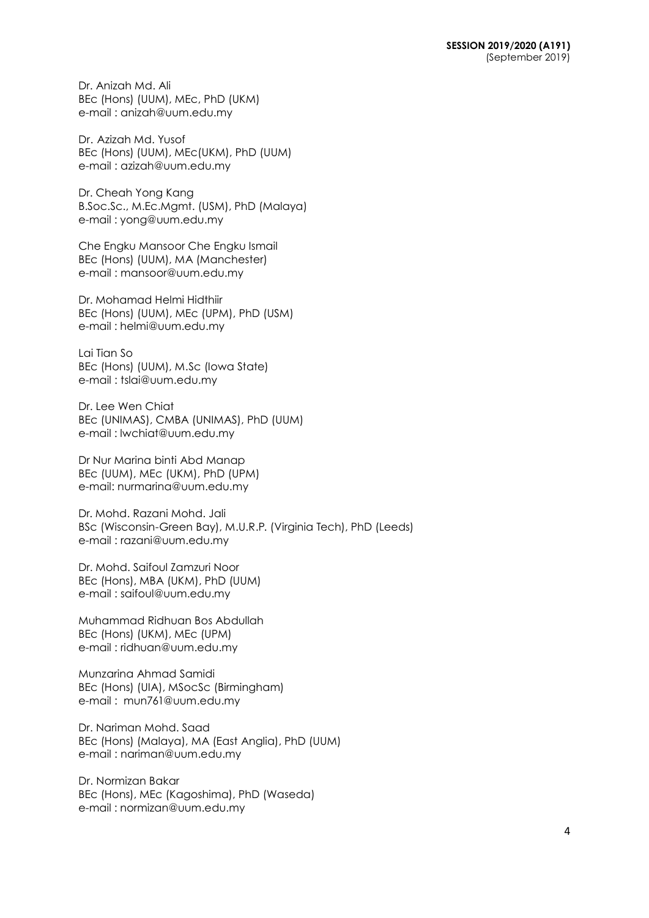Dr. Anizah Md. Ali
BEc (Hons) (UUM), MEc, PhD (UKM)
e-mail : anizah@uum.edu.my

Dr. Azizah Md. Yusof
BEc (Hons) (UUM), MEc(UKM), PhD (UUM)
e-mail : azizah@uum.edu.my

Dr. Cheah Yong Kang
B.Soc.Sc., M.Ec.Mgmt. (USM), PhD (Malaya)
e-mail : yong@uum.edu.my

Che Engku Mansoor Che Engku Ismail
BEc (Hons) (UUM), MA (Manchester)
e-mail : mansoor@uum.edu.my

Dr. Mohamad Helmi Hidthiir
BEc (Hons) (UUM), MEc (UPM), PhD (USM)
e-mail : helmi@uum.edu.my

Lai Tian So
BEc (Hons) (UUM), M.Sc (Iowa State)
e-mail : tslai@uum.edu.my

Dr. Lee Wen Chiat
BEc (UNIMAS), CMBA (UNIMAS), PhD (UUM)
e-mail : lwchiat@uum.edu.my

Dr Nur Marina binti Abd Manap
BEc (UUM), MEc (UKM), PhD (UPM)
e-mail: nurmarina@uum.edu.my

Dr. Mohd. Razani Mohd. Jali
BSc (Wisconsin-Green Bay), M.U.R.P. (Virginia Tech), PhD (Leeds)
e-mail : razani@uum.edu.my

Dr. Mohd. Saifoul Zamzuri Noor
BEc (Hons), MBA (UKM), PhD (UUM)
e-mail : saifoul@uum.edu.my

Muhammad Ridhuan Bos Abdullah
BEc (Hons) (UKM), MEc (UPM)
e-mail : ridhuan@uum.edu.my

Munzarina Ahmad Samidi
BEc (Hons) (UIA), MSocSc (Birmingham)
e-mail : mun761@uum.edu.my

Dr. Nariman Mohd. Saad
BEc (Hons) (Malaya), MA (East Anglia), PhD (UUM)
e-mail : nariman@uum.edu.my

Dr. Normizan Bakar
BEc (Hons), MEc (Kagoshima), PhD (Waseda)
e-mail : normizan@uum.edu.my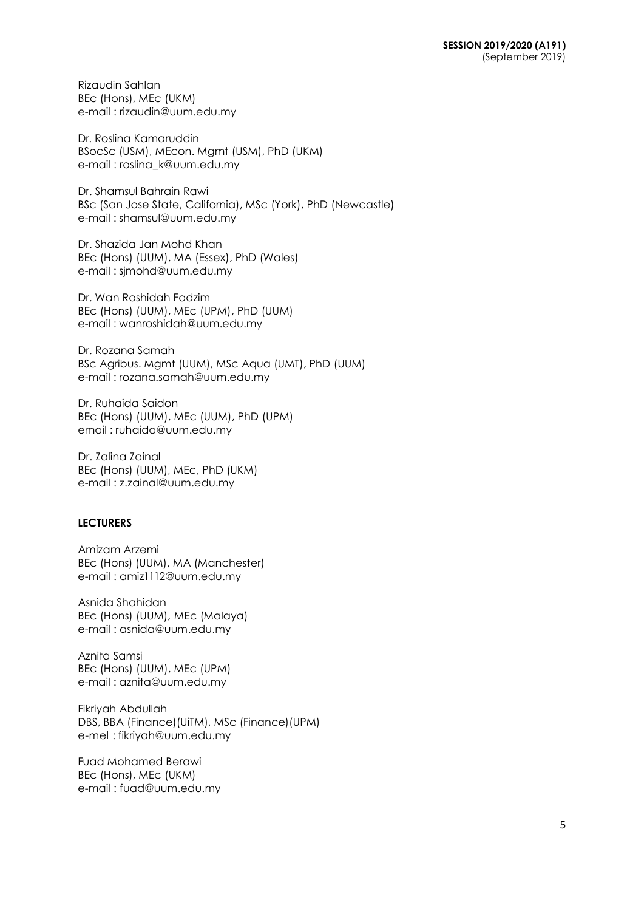Rizaudin Sahlan
BEc (Hons), MEc (UKM)
e-mail : rizaudin@uum.edu.my

Dr. Roslina Kamaruddin
BSocSc (USM), MEcon. Mgmt (USM), PhD (UKM)
e-mail : roslina_k@uum.edu.my

Dr. Shamsul Bahrain Rawi
BSc (San Jose State, California), MSc (York), PhD (Newcastle)
e-mail : shamsul@uum.edu.my

Dr. Shazida Jan Mohd Khan
BEc (Hons) (UUM), MA (Essex), PhD (Wales)
e-mail : sjmohd@uum.edu.my

Dr. Wan Roshidah Fadzim
BEc (Hons) (UUM), MEc (UPM), PhD (UUM)
e-mail : wanroshidah@uum.edu.my

Dr. Rozana Samah
BSc Agribus. Mgmt (UUM), MSc Aqua (UMT), PhD (UUM)
e-mail : rozana.samah@uum.edu.my

Dr. Ruhaida Saidon
BEc (Hons) (UUM), MEc (UUM), PhD (UPM)
email : ruhaida@uum.edu.my

Dr. Zalina Zainal
BEc (Hons) (UUM), MEc, PhD (UKM)
e-mail : z.zainal@uum.edu.my

**LECTURERS**

Amizam Arzemi
BEc (Hons) (UUM), MA (Manchester)
e-mail : amiz1112@uum.edu.my

Asnida Shahidan
BEc (Hons) (UUM), MEc (Malaya)
e-mail : asnida@uum.edu.my

Aznita Samsi
BEc (Hons) (UUM), MEc (UPM)
e-mail : aznita@uum.edu.my

Fikriyah Abdullah
DBS, BBA (Finance)(UiTM), MSc (Finance)(UPM)
e-mel : fikriyah@uum.edu.my

Fuad Mohamed Berawi
BEc (Hons), MEc (UKM)
e-mail : fuad@uum.edu.my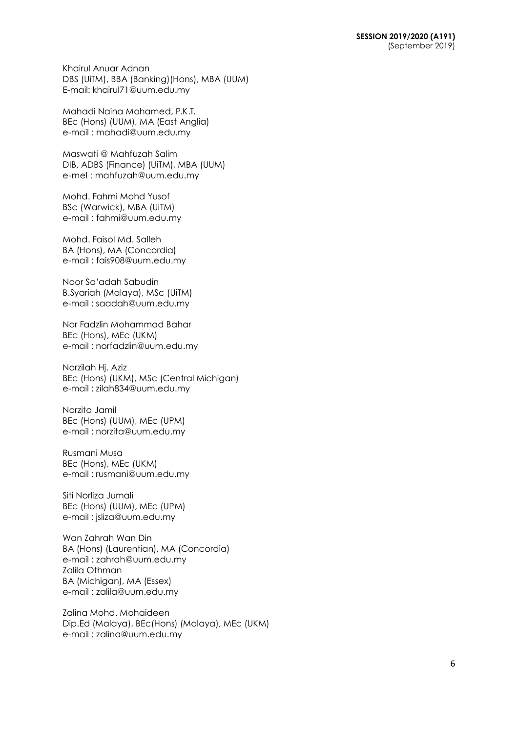Khairul Anuar Adnan
DBS (UiTM), BBA (Banking)(Hons), MBA (UUM)
E-mail: khairul71@uum.edu.my

Mahadi Naina Mohamed, P.K.T.
BEc (Hons) (UUM), MA (East Anglia)
e-mail : mahadi@uum.edu.my

Maswati @ Mahfuzah Salim
DIB, ADBS (Finance) (UiTM), MBA (UUM)
e-mel : mahfuzah@uum.edu.my

Mohd. Fahmi Mohd Yusof
BSc (Warwick), MBA (UiTM)
e-mail : fahmi@uum.edu.my

Mohd. Faisol Md. Salleh
BA (Hons), MA (Concordia)
e-mail : fais908@uum.edu.my

Noor Sa'adah Sabudin
B.Syariah (Malaya), MSc (UiTM)
e-mail : saadah@uum.edu.my

Nor Fadzlin Mohammad Bahar
BEc (Hons), MEc (UKM)
e-mail : norfadzlin@uum.edu.my

Norzilah Hj. Aziz
BEc (Hons) (UKM), MSc (Central Michigan)
e-mail : zilah834@uum.edu.my

Norzita Jamil
BEc (Hons) (UUM), MEc (UPM)
e-mail : norzita@uum.edu.my

Rusmani Musa
BEc (Hons), MEc (UKM)
e-mail : rusmani@uum.edu.my

Siti Norliza Jumali
BEc (Hons) (UUM), MEc (UPM)
e-mail : jsliza@uum.edu.my

Wan Zahrah Wan Din
BA (Hons) (Laurentian), MA (Concordia)
e-mail : zahrah@uum.edu.my
Zalila Othman
BA (Michigan), MA (Essex)
e-mail : zalila@uum.edu.my

Zalina Mohd. Mohaideen
Dip.Ed (Malaya), BEc(Hons) (Malaya), MEc (UKM)
e-mail : zalina@uum.edu.my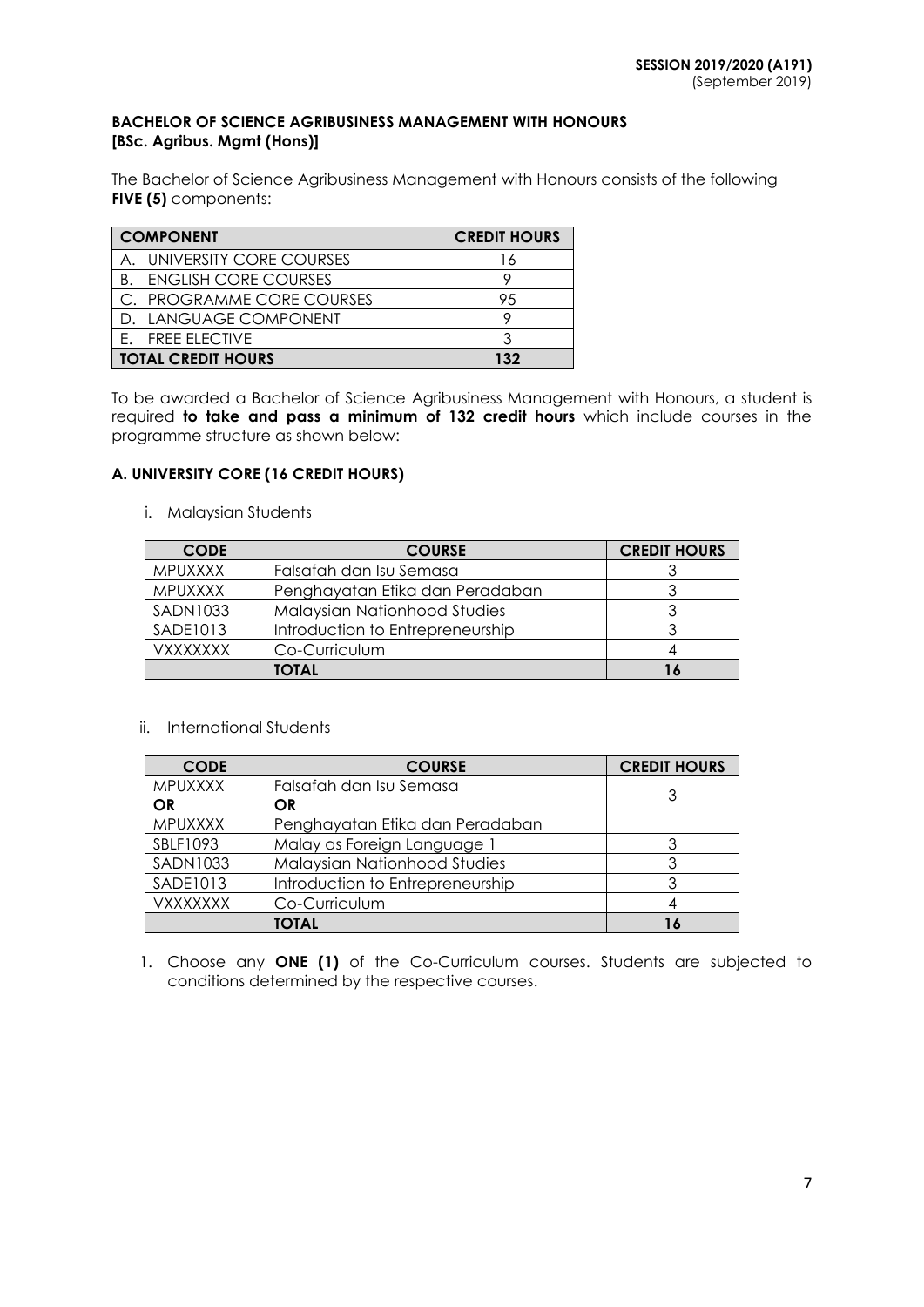**BACHELOR OF SCIENCE AGRIBUSINESS MANAGEMENT WITH HONOURS [BSc. Agribus. Mgmt (Hons)]**

The Bachelor of Science Agribusiness Management with Honours consists of the following **FIVE (5)** components:

| COMPONENT | CREDIT HOURS |
|---|---|
| A. UNIVERSITY CORE COURSES | 16 |
| B. ENGLISH CORE COURSES | 9 |
| C. PROGRAMME CORE COURSES | 95 |
| D. LANGUAGE COMPONENT | 9 |
| E. FREE ELECTIVE | 3 |
| **TOTAL CREDIT HOURS** | **132** |

To be awarded a Bachelor of Science Agribusiness Management with Honours, a student is required **to take and pass a minimum of 132 credit hours** which include courses in the programme structure as shown below:

### A. UNIVERSITY CORE (16 CREDIT HOURS)

i. Malaysian Students

| CODE | COURSE | CREDIT HOURS |
|---|---|---|
| MPUXXXX | Falsafah dan Isu Semasa | 3 |
| MPUXXXX | Penghayatan Etika dan Peradaban | 3 |
| SADN1033 | Malaysian Nationhood Studies | 3 |
| SADE1013 | Introduction to Entrepreneurship | 3 |
| VXXXXXXX | Co-Curriculum | 4 |
| | **TOTAL** | **16** |

ii. International Students

| CODE | COURSE | CREDIT HOURS |
|---|---|---|
| MPUXXXX **OR** MPUXXXX | Falsafah dan Isu Semasa **OR** Penghayatan Etika dan Peradaban | 3 |
| SBLF1093 | Malay as Foreign Language 1 | 3 |
| SADN1033 | Malaysian Nationhood Studies | 3 |
| SADE1013 | Introduction to Entrepreneurship | 3 |
| VXXXXXXX | Co-Curriculum | 4 |
| | **TOTAL** | **16** |

1. Choose any **ONE (1)** of the Co-Curriculum courses. Students are subjected to conditions determined by the respective courses.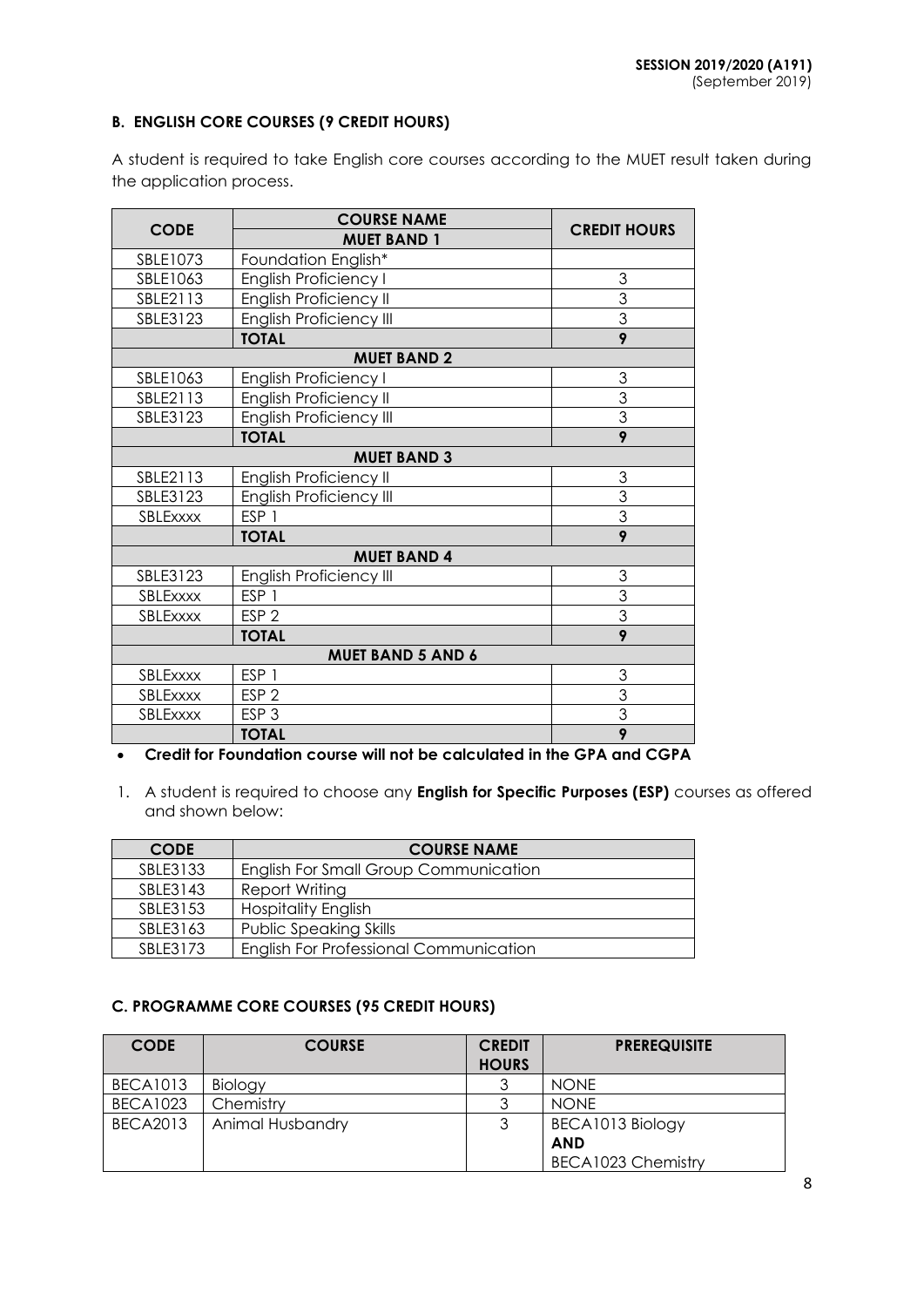### B. ENGLISH CORE COURSES (9 CREDIT HOURS)

A student is required to take English core courses according to the MUET result taken during the application process.

| CODE | COURSE NAME | CREDIT HOURS |
|---|---|---|
| | **MUET BAND 1** | |
| SBLE1073 | Foundation English* | |
| SBLE1063 | English Proficiency I | 3 |
| SBLE2113 | English Proficiency II | 3 |
| SBLE3123 | English Proficiency III | 3 |
| | **TOTAL** | **9** |
| | **MUET BAND 2** | |
| SBLE1063 | English Proficiency I | 3 |
| SBLE2113 | English Proficiency II | 3 |
| SBLE3123 | English Proficiency III | 3 |
| | **TOTAL** | **9** |
| | **MUET BAND 3** | |
| SBLE2113 | English Proficiency II | 3 |
| SBLE3123 | English Proficiency III | 3 |
| SBLExxxx | ESP 1 | 3 |
| | **TOTAL** | **9** |
| | **MUET BAND 4** | |
| SBLE3123 | English Proficiency III | 3 |
| SBLExxxx | ESP 1 | 3 |
| SBLExxxx | ESP 2 | 3 |
| | **TOTAL** | **9** |
| | **MUET BAND 5 AND 6** | |
| SBLExxxx | ESP 1 | 3 |
| SBLExxxx | ESP 2 | 3 |
| SBLExxxx | ESP 3 | 3 |
| | **TOTAL** | **9** |

- **Credit for Foundation course will not be calculated in the GPA and CGPA**

1. A student is required to choose any **English for Specific Purposes (ESP)** courses as offered and shown below:

| CODE | COURSE NAME |
|---|---|
| SBLE3133 | English For Small Group Communication |
| SBLE3143 | Report Writing |
| SBLE3153 | Hospitality English |
| SBLE3163 | Public Speaking Skills |
| SBLE3173 | English For Professional Communication |

### C. PROGRAMME CORE COURSES (95 CREDIT HOURS)

| CODE | COURSE | CREDIT HOURS | PREREQUISITE |
|---|---|---|---|
| BECA1013 | Biology | 3 | NONE |
| BECA1023 | Chemistry | 3 | NONE |
| BECA2013 | Animal Husbandry | 3 | BECA1013 Biology **AND** BECA1023 Chemistry |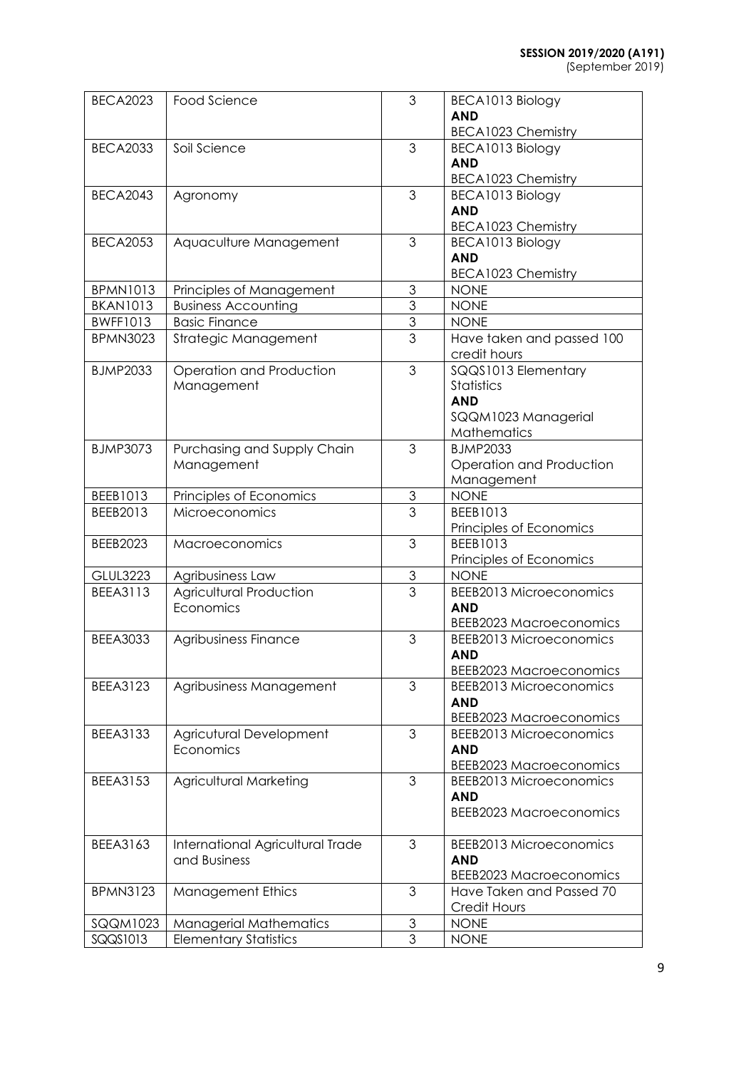**SESSION 2019/2020 (A191)**
(September 2019)

| | | | |
|---|---|---|---|
| BECA2023 | Food Science | 3 | BECA1013 Biology **AND** BECA1023 Chemistry |
| BECA2033 | Soil Science | 3 | BECA1013 Biology **AND** BECA1023 Chemistry |
| BECA2043 | Agronomy | 3 | BECA1013 Biology **AND** BECA1023 Chemistry |
| BECA2053 | Aquaculture Management | 3 | BECA1013 Biology **AND** BECA1023 Chemistry |
| BPMN1013 | Principles of Management | 3 | NONE |
| BKAN1013 | Business Accounting | 3 | NONE |
| BWFF1013 | Basic Finance | 3 | NONE |
| BPMN3023 | Strategic Management | 3 | Have taken and passed 100 credit hours |
| BJMP2033 | Operation and Production Management | 3 | SQQS1013 Elementary Statistics **AND** SQQM1023 Managerial Mathematics |
| BJMP3073 | Purchasing and Supply Chain Management | 3 | BJMP2033 Operation and Production Management |
| BEEB1013 | Principles of Economics | 3 | NONE |
| BEEB2013 | Microeconomics | 3 | BEEB1013 Principles of Economics |
| BEEB2023 | Macroeconomics | 3 | BEEB1013 Principles of Economics |
| GLUL3223 | Agribusiness Law | 3 | NONE |
| BEEA3113 | Agricultural Production Economics | 3 | BEEB2013 Microeconomics **AND** BEEB2023 Macroeconomics |
| BEEA3033 | Agribusiness Finance | 3 | BEEB2013 Microeconomics **AND** BEEB2023 Macroeconomics |
| BEEA3123 | Agribusiness Management | 3 | BEEB2013 Microeconomics **AND** BEEB2023 Macroeconomics |
| BEEA3133 | Agricultural Development Economics | 3 | BEEB2013 Microeconomics **AND** BEEB2023 Macroeconomics |
| BEEA3153 | Agricultural Marketing | 3 | BEEB2013 Microeconomics **AND** BEEB2023 Macroeconomics |
| BEEA3163 | International Agricultural Trade and Business | 3 | BEEB2013 Microeconomics **AND** BEEB2023 Macroeconomics |
| BPMN3123 | Management Ethics | 3 | Have Taken and Passed 70 Credit Hours |
| SQQM1023 | Managerial Mathematics | 3 | NONE |
| SQQS1013 | Elementary Statistics | 3 | NONE |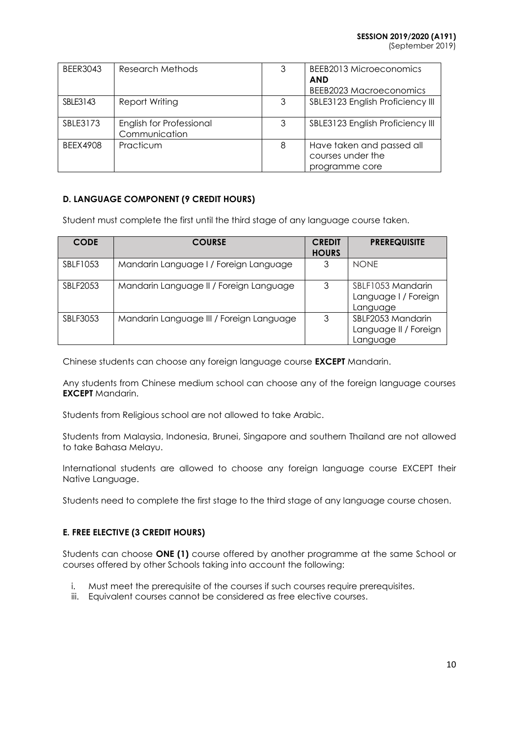| BEER3043 | Research Methods | 3 | BEEB2013 Microeconomics **AND** BEEB2023 Macroeconomics |
|---|---|---|---|
| SBLE3143 | Report Writing | 3 | SBLE3123 English Proficiency III |
| SBLE3173 | English for Professional Communication | 3 | SBLE3123 English Proficiency III |
| BEEX4908 | Practicum | 8 | Have taken and passed all courses under the programme core |

### D. LANGUAGE COMPONENT (9 CREDIT HOURS)

Student must complete the first until the third stage of any language course taken.

| CODE | COURSE | CREDIT HOURS | PREREQUISITE |
|---|---|---|---|
| SBLF1053 | Mandarin Language I / Foreign Language | 3 | NONE |
| SBLF2053 | Mandarin Language II / Foreign Language | 3 | SBLF1053 Mandarin Language I / Foreign Language |
| SBLF3053 | Mandarin Language III / Foreign Language | 3 | SBLF2053 Mandarin Language II / Foreign Language |

Chinese students can choose any foreign language course **EXCEPT** Mandarin.

Any students from Chinese medium school can choose any of the foreign language courses **EXCEPT** Mandarin.

Students from Religious school are not allowed to take Arabic.

Students from Malaysia, Indonesia, Brunei, Singapore and southern Thailand are not allowed to take Bahasa Melayu.

International students are allowed to choose any foreign language course EXCEPT their Native Language.

Students need to complete the first stage to the third stage of any language course chosen.

### E. FREE ELECTIVE (3 CREDIT HOURS)

Students can choose **ONE (1)** course offered by another programme at the same School or courses offered by other Schools taking into account the following:

i. Must meet the prerequisite of the courses if such courses require prerequisites.
iii. Equivalent courses cannot be considered as free elective courses.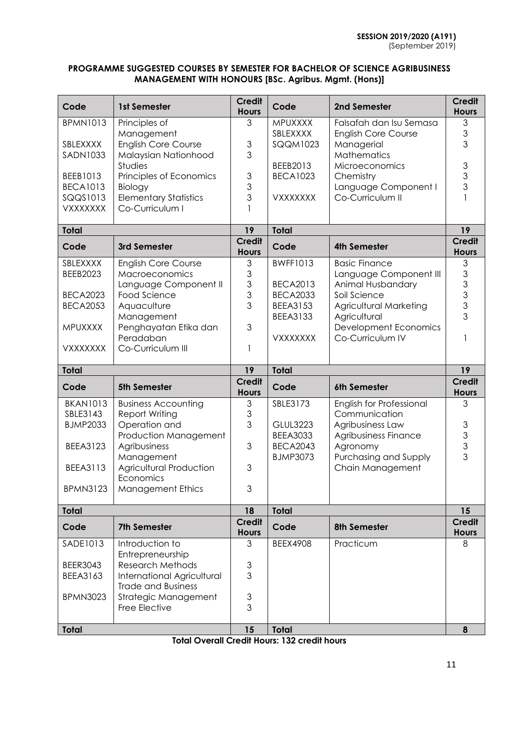**SESSION 2019/2020 (A191)**
(September 2019)

**PROGRAMME SUGGESTED COURSES BY SEMESTER FOR BACHELOR OF SCIENCE AGRIBUSINESS MANAGEMENT WITH HONOURS [BSc. Agribus. Mgmt. (Hons)]**

| Code | 1st Semester | Credit Hours | Code | 2nd Semester | Credit Hours |
|---|---|---|---|---|---|
| BPMN1013 | Principles of Management | 3 | MPUXXXX | Falsafah dan Isu Semasa | 3 |
| SBLEXXXX | English Core Course | 3 | SBLEXXXX | English Core Course | 3 |
| SADN1033 | Malaysian Nationhood Studies | 3 | SQQM1023 | Managerial Mathematics | 3 |
| BEEB1013 | Principles of Economics | 3 | BEEB2013 | Microeconomics | 3 |
| BECA1013 | Biology | 3 | BECA1023 | Chemistry | 3 |
| SQQS1013 | Elementary Statistics | 3 | | Language Component I | 3 |
| VXXXXXXX | Co-Curriculum I | 1 | VXXXXXXX | Co-Curriculum II | 1 |
| **Total** | | **19** | **Total** | | **19** |
| **Code** | **3rd Semester** | **Credit Hours** | **Code** | **4th Semester** | **Credit Hours** |
| SBLEXXXX | English Core Course | 3 | BWFF1013 | Basic Finance | 3 |
| BEEB2023 | Macroeconomics | 3 | | Language Component III | 3 |
| | Language Component II | 3 | BECA2013 | Animal Husbandary | 3 |
| BECA2023 | Food Science | 3 | BECA2033 | Soil Science | 3 |
| BECA2053 | Aquaculture Management | 3 | BEEA3153 | Agricultural Marketing | 3 |
| MPUXXXX | Penghayatan Etika dan Peradaban | 3 | BEEA3133 | Agricultural Development Economics | 3 |
| VXXXXXXX | Co-Curriculum III | 1 | VXXXXXXX | Co-Curriculum IV | 1 |
| **Total** | | **19** | **Total** | | **19** |
| **Code** | **5th Semester** | **Credit Hours** | **Code** | **6th Semester** | **Credit Hours** |
| BKAN1013 | Business Accounting | 3 | SBLE3173 | English for Professional Communication | 3 |
| SBLE3143 | Report Writing | 3 | GLUL3223 | Agribusiness Law | 3 |
| BJMP2033 | Operation and Production Management | 3 | BEEA3033 | Agribusiness Finance | 3 |
| BEEA3123 | Agribusiness Management | 3 | BECA2043 | Agronomy | 3 |
| BEEA3113 | Agricultural Production Economics | 3 | BJMP3073 | Purchasing and Supply Chain Management | 3 |
| BPMN3123 | Management Ethics | 3 | | | |
| **Total** | | **18** | **Total** | | **15** |
| **Code** | **7th Semester** | **Credit Hours** | **Code** | **8th Semester** | **Credit Hours** |
| SADE1013 | Introduction to Entrepreneurship | 3 | BEEX4908 | Practicum | 8 |
| BEER3043 | Research Methods | 3 | | | |
| BEEA3163 | International Agricultural Trade and Business | 3 | | | |
| BPMN3023 | Strategic Management | 3 | | | |
| | Free Elective | 3 | | | |
| **Total** | | **15** | **Total** | | **8** |

**Total Overall Credit Hours: 132 credit hours**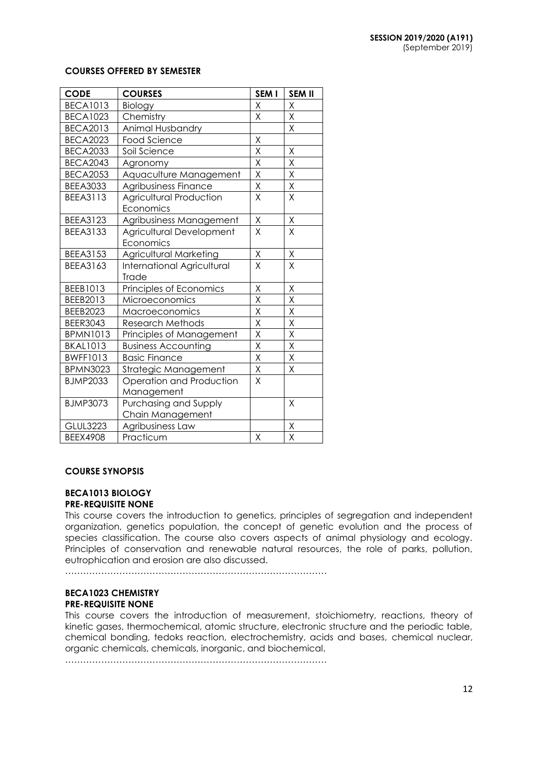SESSION 2019/2020 (A191)
(September 2019)

**COURSES OFFERED BY SEMESTER**

| CODE | COURSES | SEM I | SEM II |
|---|---|---|---|
| BECA1013 | Biology | X | X |
| BECA1023 | Chemistry | X | X |
| BECA2013 | Animal Husbandry | | X |
| BECA2023 | Food Science | X | |
| BECA2033 | Soil Science | X | X |
| BECA2043 | Agronomy | X | X |
| BECA2053 | Aquaculture Management | X | X |
| BEEA3033 | Agribusiness Finance | X | X |
| BEEA3113 | Agricultural Production Economics | X | X |
| BEEA3123 | Agribusiness Management | X | X |
| BEEA3133 | Agricultural Development Economics | X | X |
| BEEA3153 | Agricultural Marketing | X | X |
| BEEA3163 | International Agricultural Trade | X | X |
| BEEB1013 | Principles of Economics | X | X |
| BEEB2013 | Microeconomics | X | X |
| BEEB2023 | Macroeconomics | X | X |
| BEER3043 | Research Methods | X | X |
| BPMN1013 | Principles of Management | X | X |
| BKAL1013 | Business Accounting | X | X |
| BWFF1013 | Basic Finance | X | X |
| BPMN3023 | Strategic Management | X | X |
| BJMP2033 | Operation and Production Management | X | |
| BJMP3073 | Purchasing and Supply Chain Management | | X |
| GLUL3223 | Agribusiness Law | | X |
| BEEX4908 | Practicum | X | X |

**COURSE SYNOPSIS**

**BECA1013 BIOLOGY**
**PRE-REQUISITE NONE**

This course covers the introduction to genetics, principles of segregation and independent organization, genetics population, the concept of genetic evolution and the process of species classification. The course also covers aspects of animal physiology and ecology. Principles of conservation and renewable natural resources, the role of parks, pollution, eutrophication and erosion are also discussed.

………………………………………………………………………………

**BECA1023 CHEMISTRY**
**PRE-REQUISITE NONE**

This course covers the introduction of measurement, stoichiometry, reactions, theory of kinetic gases, thermochemical, atomic structure, electronic structure and the periodic table, chemical bonding, tedoks reaction, electrochemistry, acids and bases, chemical nuclear, organic chemicals, chemicals, inorganic, and biochemical.

………………………………………………………………………………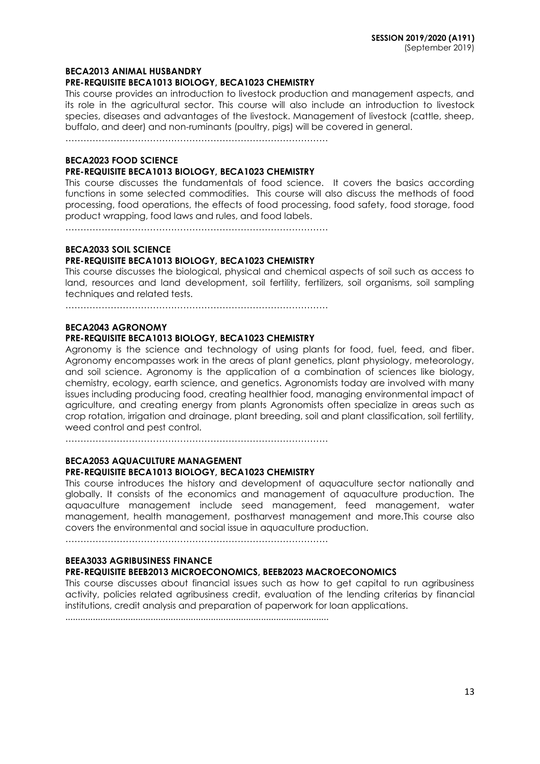**BECA2013 ANIMAL HUSBANDRY**
**PRE-REQUISITE BECA1013 BIOLOGY, BECA1023 CHEMISTRY**

This course provides an introduction to livestock production and management aspects, and its role in the agricultural sector. This course will also include an introduction to livestock species, diseases and advantages of the livestock. Management of livestock (cattle, sheep, buffalo, and deer) and non-ruminants (poultry, pigs) will be covered in general.

……………………………………………………………………………

**BECA2023 FOOD SCIENCE**
**PRE-REQUISITE BECA1013 BIOLOGY, BECA1023 CHEMISTRY**

This course discusses the fundamentals of food science. It covers the basics according functions in some selected commodities. This course will also discuss the methods of food processing, food operations, the effects of food processing, food safety, food storage, food product wrapping, food laws and rules, and food labels.

……………………………………………………………………………

**BECA2033 SOIL SCIENCE**
**PRE-REQUISITE BECA1013 BIOLOGY, BECA1023 CHEMISTRY**

This course discusses the biological, physical and chemical aspects of soil such as access to land, resources and land development, soil fertility, fertilizers, soil organisms, soil sampling techniques and related tests.

……………………………………………………………………………

**BECA2043 AGRONOMY**
**PRE-REQUISITE BECA1013 BIOLOGY, BECA1023 CHEMISTRY**

Agronomy is the science and technology of using plants for food, fuel, feed, and fiber. Agronomy encompasses work in the areas of plant genetics, plant physiology, meteorology, and soil science. Agronomy is the application of a combination of sciences like biology, chemistry, ecology, earth science, and genetics. Agronomists today are involved with many issues including producing food, creating healthier food, managing environmental impact of agriculture, and creating energy from plants Agronomists often specialize in areas such as crop rotation, irrigation and drainage, plant breeding, soil and plant classification, soil fertility, weed control and pest control.

……………………………………………………………………………

**BECA2053 AQUACULTURE MANAGEMENT**
**PRE-REQUISITE BECA1013 BIOLOGY, BECA1023 CHEMISTRY**

This course introduces the history and development of aquaculture sector nationally and globally. It consists of the economics and management of aquaculture production. The aquaculture management include seed management, feed management, water management, health management, postharvest management and more.This course also covers the environmental and social issue in aquaculture production.

……………………………………………………………………………

**BEEA3033 AGRIBUSINESS FINANCE**
**PRE-REQUISITE BEEB2013 MICROECONOMICS, BEEB2023 MACROECONOMICS**

This course discusses about financial issues such as how to get capital to run agribusiness activity, policies related agribusiness credit, evaluation of the lending criterias by financial institutions, credit analysis and preparation of paperwork for loan applications.

.......................................................................................................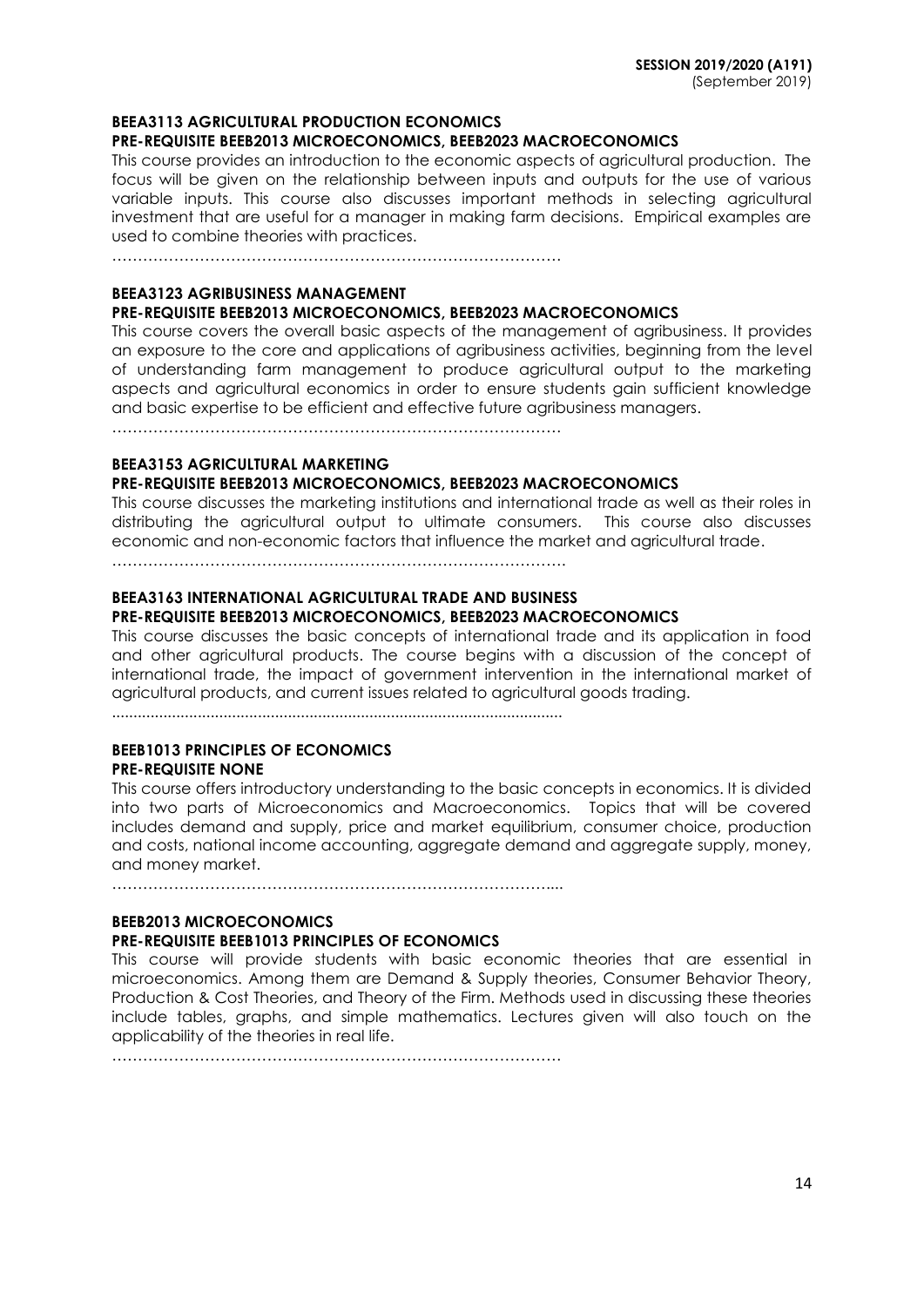**BEEA3113 AGRICULTURAL PRODUCTION ECONOMICS**
**PRE-REQUISITE BEEB2013 MICROECONOMICS, BEEB2023 MACROECONOMICS**

This course provides an introduction to the economic aspects of agricultural production. The focus will be given on the relationship between inputs and outputs for the use of various variable inputs. This course also discusses important methods in selecting agricultural investment that are useful for a manager in making farm decisions. Empirical examples are used to combine theories with practices.

………………………………………………………………………………

**BEEA3123 AGRIBUSINESS MANAGEMENT**
**PRE-REQUISITE BEEB2013 MICROECONOMICS, BEEB2023 MACROECONOMICS**

This course covers the overall basic aspects of the management of agribusiness. It provides an exposure to the core and applications of agribusiness activities, beginning from the level of understanding farm management to produce agricultural output to the marketing aspects and agricultural economics in order to ensure students gain sufficient knowledge and basic expertise to be efficient and effective future agribusiness managers.

………………………………………………………………………………

**BEEA3153 AGRICULTURAL MARKETING**
**PRE-REQUISITE BEEB2013 MICROECONOMICS, BEEB2023 MACROECONOMICS**

This course discusses the marketing institutions and international trade as well as their roles in distributing the agricultural output to ultimate consumers. This course also discusses economic and non-economic factors that influence the market and agricultural trade.

………………………………………………………………………………

**BEEA3163 INTERNATIONAL AGRICULTURAL TRADE AND BUSINESS**
**PRE-REQUISITE BEEB2013 MICROECONOMICS, BEEB2023 MACROECONOMICS**

This course discusses the basic concepts of international trade and its application in food and other agricultural products. The course begins with a discussion of the concept of international trade, the impact of government intervention in the international market of agricultural products, and current issues related to agricultural goods trading.

………………………………………………………………………………

**BEEB1013 PRINCIPLES OF ECONOMICS**
**PRE-REQUISITE NONE**

This course offers introductory understanding to the basic concepts in economics. It is divided into two parts of Microeconomics and Macroeconomics. Topics that will be covered includes demand and supply, price and market equilibrium, consumer choice, production and costs, national income accounting, aggregate demand and aggregate supply, money, and money market.

………………………………………………………………………………

**BEEB2013 MICROECONOMICS**
**PRE-REQUISITE BEEB1013 PRINCIPLES OF ECONOMICS**

This course will provide students with basic economic theories that are essential in microeconomics. Among them are Demand & Supply theories, Consumer Behavior Theory, Production & Cost Theories, and Theory of the Firm. Methods used in discussing these theories include tables, graphs, and simple mathematics. Lectures given will also touch on the applicability of the theories in real life.

………………………………………………………………………………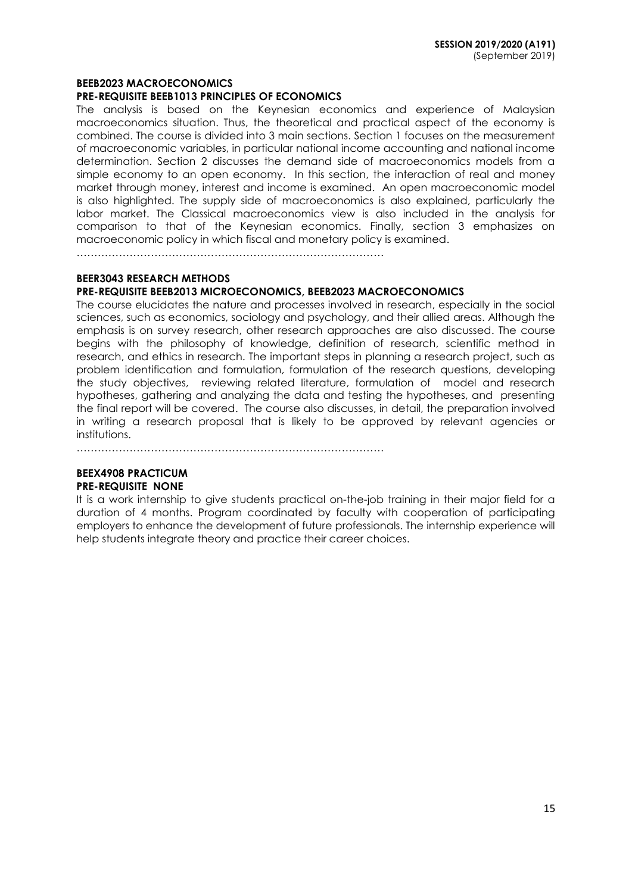**BEEB2023 MACROECONOMICS**
**PRE-REQUISITE BEEB1013 PRINCIPLES OF ECONOMICS**

The analysis is based on the Keynesian economics and experience of Malaysian macroeconomics situation. Thus, the theoretical and practical aspect of the economy is combined. The course is divided into 3 main sections. Section 1 focuses on the measurement of macroeconomic variables, in particular national income accounting and national income determination. Section 2 discusses the demand side of macroeconomics models from a simple economy to an open economy. In this section, the interaction of real and money market through money, interest and income is examined. An open macroeconomic model is also highlighted. The supply side of macroeconomics is also explained, particularly the labor market. The Classical macroeconomics view is also included in the analysis for comparison to that of the Keynesian economics. Finally, section 3 emphasizes on macroeconomic policy in which fiscal and monetary policy is examined.

…………………………………………………………………………

**BEER3043 RESEARCH METHODS**
**PRE-REQUISITE BEEB2013 MICROECONOMICS, BEEB2023 MACROECONOMICS**

The course elucidates the nature and processes involved in research, especially in the social sciences, such as economics, sociology and psychology, and their allied areas. Although the emphasis is on survey research, other research approaches are also discussed. The course begins with the philosophy of knowledge, definition of research, scientific method in research, and ethics in research. The important steps in planning a research project, such as problem identification and formulation, formulation of the research questions, developing the study objectives, reviewing related literature, formulation of model and research hypotheses, gathering and analyzing the data and testing the hypotheses, and presenting the final report will be covered. The course also discusses, in detail, the preparation involved in writing a research proposal that is likely to be approved by relevant agencies or institutions.

…………………………………………………………………………

**BEEX4908 PRACTICUM**
**PRE-REQUISITE NONE**

It is a work internship to give students practical on-the-job training in their major field for a duration of 4 months. Program coordinated by faculty with cooperation of participating employers to enhance the development of future professionals. The internship experience will help students integrate theory and practice their career choices.